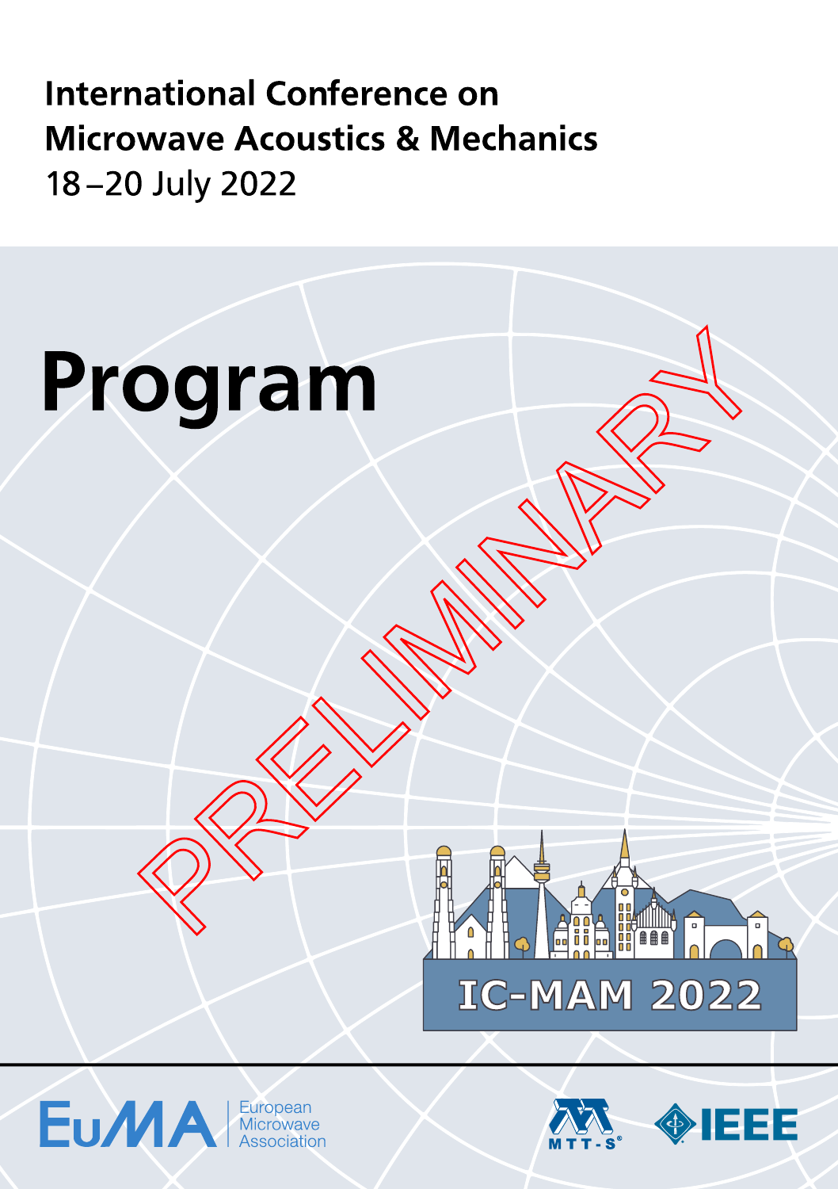International Conference on
Microwave Acoustics & Mechanics
18 – 20 July 2022

# Program

PRELIMINARY

IC-MAM 2022

EuMA European Microwave Association

MTT-S

IEEE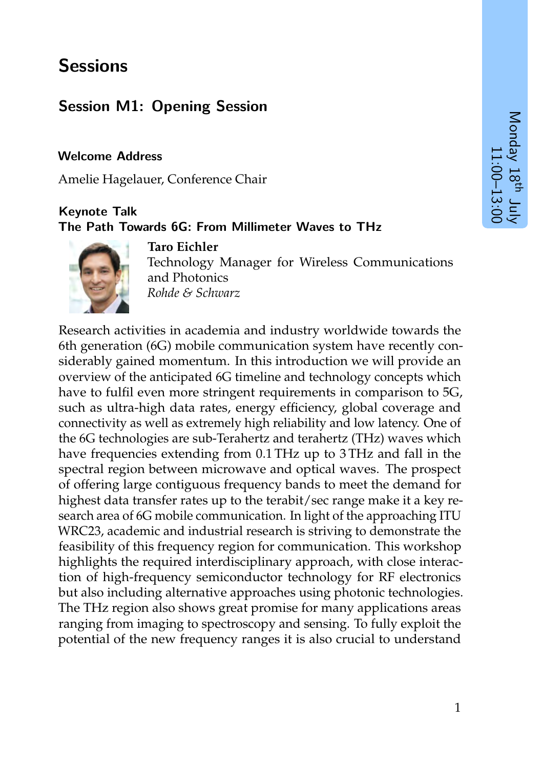# Sessions

## Session M1: Opening Session

Monday 18th July 11:00–13:00

### Welcome Address

Amelie Hagelauer, Conference Chair

### Keynote Talk
### The Path Towards 6G: From Millimeter Waves to THz

**Taro Eichler**
Technology Manager for Wireless Communications and Photonics
*Rohde & Schwarz*

Research activities in academia and industry worldwide towards the 6th generation (6G) mobile communication system have recently considerably gained momentum. In this introduction we will provide an overview of the anticipated 6G timeline and technology concepts which have to fulfil even more stringent requirements in comparison to 5G, such as ultra-high data rates, energy efficiency, global coverage and connectivity as well as extremely high reliability and low latency. One of the 6G technologies are sub-Terahertz and terahertz (THz) waves which have frequencies extending from 0.1 THz up to 3 THz and fall in the spectral region between microwave and optical waves. The prospect of offering large contiguous frequency bands to meet the demand for highest data transfer rates up to the terabit/sec range make it a key research area of 6G mobile communication. In light of the approaching ITU WRC23, academic and industrial research is striving to demonstrate the feasibility of this frequency region for communication. This workshop highlights the required interdisciplinary approach, with close interaction of high-frequency semiconductor technology for RF electronics but also including alternative approaches using photonic technologies. The THz region also shows great promise for many applications areas ranging from imaging to spectroscopy and sensing. To fully exploit the potential of the new frequency ranges it is also crucial to understand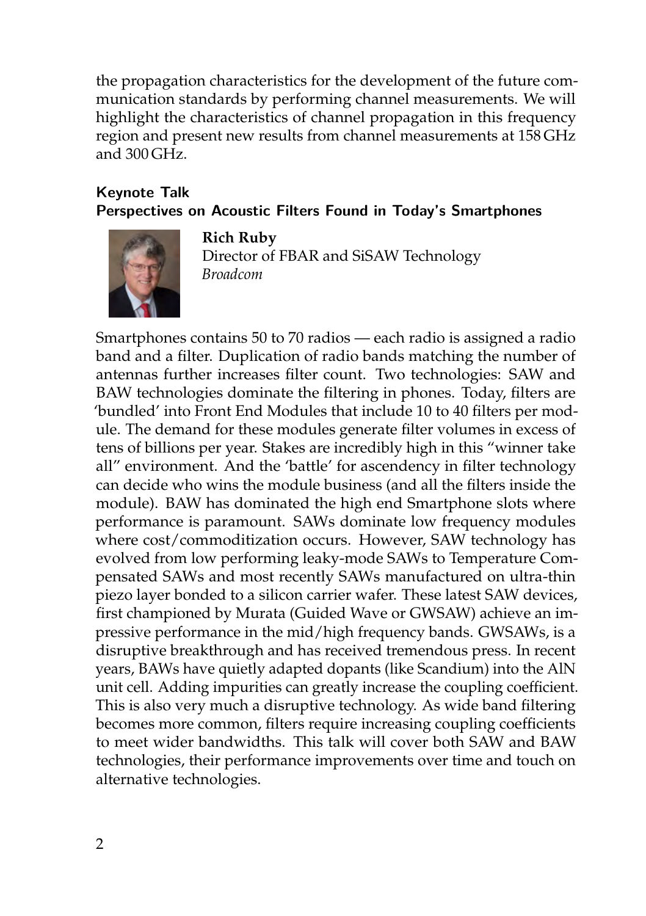the propagation characteristics for the development of the future communication standards by performing channel measurements. We will highlight the characteristics of channel propagation in this frequency region and present new results from channel measurements at 158 GHz and 300 GHz.

### Keynote Talk
### Perspectives on Acoustic Filters Found in Today's Smartphones

**Rich Ruby**
Director of FBAR and SiSAW Technology
*Broadcom*

Smartphones contains 50 to 70 radios — each radio is assigned a radio band and a filter. Duplication of radio bands matching the number of antennas further increases filter count. Two technologies: SAW and BAW technologies dominate the filtering in phones. Today, filters are 'bundled' into Front End Modules that include 10 to 40 filters per module. The demand for these modules generate filter volumes in excess of tens of billions per year. Stakes are incredibly high in this "winner take all" environment. And the 'battle' for ascendency in filter technology can decide who wins the module business (and all the filters inside the module). BAW has dominated the high end Smartphone slots where performance is paramount. SAWs dominate low frequency modules where cost/commoditization occurs. However, SAW technology has evolved from low performing leaky-mode SAWs to Temperature Compensated SAWs and most recently SAWs manufactured on ultra-thin piezo layer bonded to a silicon carrier wafer. These latest SAW devices, first championed by Murata (Guided Wave or GWSAW) achieve an impressive performance in the mid/high frequency bands. GWSAWs, is a disruptive breakthrough and has received tremendous press. In recent years, BAWs have quietly adapted dopants (like Scandium) into the AlN unit cell. Adding impurities can greatly increase the coupling coefficient. This is also very much a disruptive technology. As wide band filtering becomes more common, filters require increasing coupling coefficients to meet wider bandwidths. This talk will cover both SAW and BAW technologies, their performance improvements over time and touch on alternative technologies.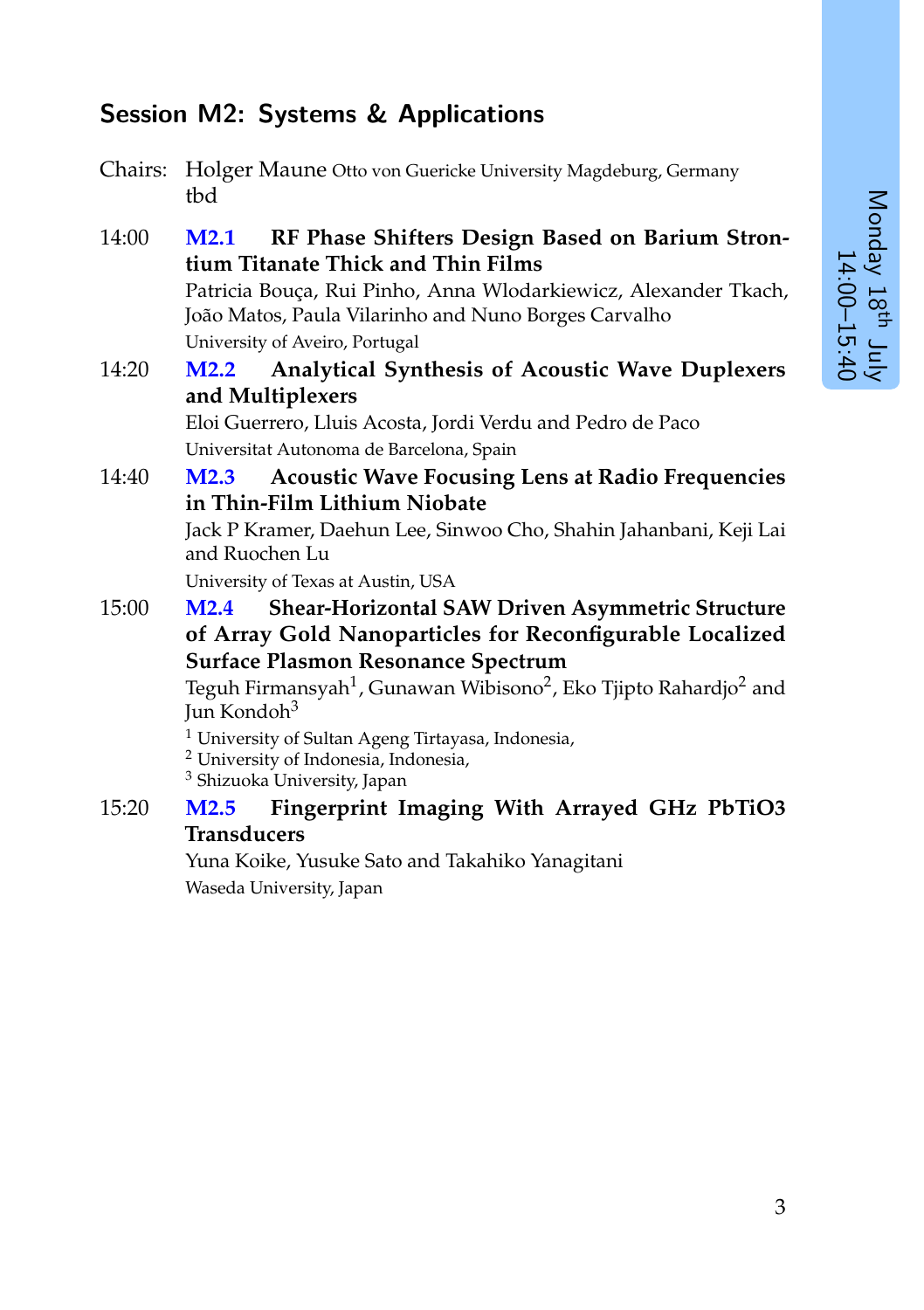## Session M2: Systems & Applications

Chairs: Holger Maune Otto von Guericke University Magdeburg, Germany
tbd

14:00 **M2.1 RF Phase Shifters Design Based on Barium Strontium Titanate Thick and Thin Films**
Patricia Bouça, Rui Pinho, Anna Wlodarkiewicz, Alexander Tkach, João Matos, Paula Vilarinho and Nuno Borges Carvalho
University of Aveiro, Portugal

14:20 **M2.2 Analytical Synthesis of Acoustic Wave Duplexers and Multiplexers**
Eloi Guerrero, Lluis Acosta, Jordi Verdu and Pedro de Paco
Universitat Autonoma de Barcelona, Spain

14:40 **M2.3 Acoustic Wave Focusing Lens at Radio Frequencies in Thin-Film Lithium Niobate**
Jack P Kramer, Daehun Lee, Sinwoo Cho, Shahin Jahanbani, Keji Lai and Ruochen Lu
University of Texas at Austin, USA

15:00 **M2.4 Shear-Horizontal SAW Driven Asymmetric Structure of Array Gold Nanoparticles for Reconfigurable Localized Surface Plasmon Resonance Spectrum**
Teguh Firmansyah[1], Gunawan Wibisono[2], Eko Tjipto Rahardjo[2] and Jun Kondoh[3]
[1] University of Sultan Ageng Tirtayasa, Indonesia,
[2] University of Indonesia, Indonesia,
[3] Shizuoka University, Japan

15:20 **M2.5 Fingerprint Imaging With Arrayed GHz PbTiO3 Transducers**
Yuna Koike, Yusuke Sato and Takahiko Yanagitani
Waseda University, Japan

Monday 18th July
14:00–15:40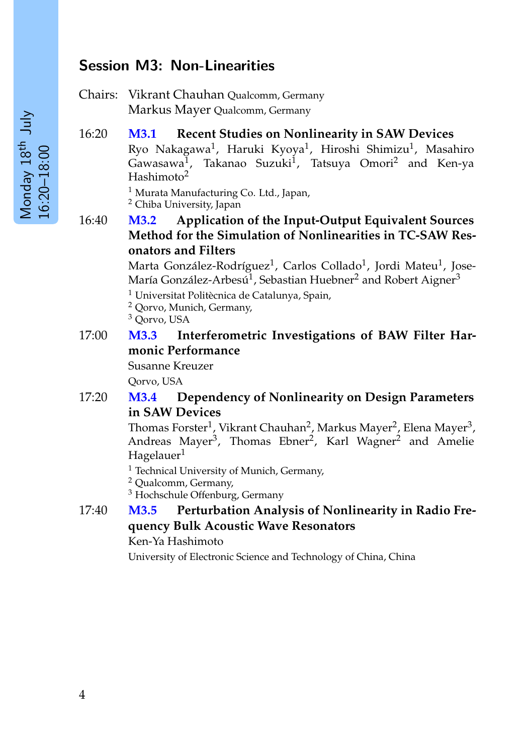## Session M3: Non-Linearities

Chairs: Vikrant Chauhan Qualcomm, Germany
Markus Mayer Qualcomm, Germany

16:20 **M3.1 Recent Studies on Nonlinearity in SAW Devices**
Ryo Nakagawa[1], Haruki Kyoya[1], Hiroshi Shimizu[1], Masahiro Gawasawa[1], Takanao Suzuki[1], Tatsuya Omori[2] and Ken-ya Hashimoto[2]
[1] Murata Manufacturing Co. Ltd., Japan,
[2] Chiba University, Japan

16:40 **M3.2 Application of the Input-Output Equivalent Sources Method for the Simulation of Nonlinearities in TC-SAW Resonators and Filters**
Marta González-Rodríguez[1], Carlos Collado[1], Jordi Mateu[1], Jose-María González-Arbesú[1], Sebastian Huebner[2] and Robert Aigner[3]
[1] Universitat Politècnica de Catalunya, Spain,
[2] Qorvo, Munich, Germany,
[3] Qorvo, USA

17:00 **M3.3 Interferometric Investigations of BAW Filter Harmonic Performance**
Susanne Kreuzer
Qorvo, USA

17:20 **M3.4 Dependency of Nonlinearity on Design Parameters in SAW Devices**
Thomas Forster[1], Vikrant Chauhan[2], Markus Mayer[2], Elena Mayer[3], Andreas Mayer[3], Thomas Ebner[2], Karl Wagner[2] and Amelie Hagelauer[1]
[1] Technical University of Munich, Germany,
[2] Qualcomm, Germany,
[3] Hochschule Offenburg, Germany

17:40 **M3.5 Perturbation Analysis of Nonlinearity in Radio Frequency Bulk Acoustic Wave Resonators**
Ken-Ya Hashimoto
University of Electronic Science and Technology of China, China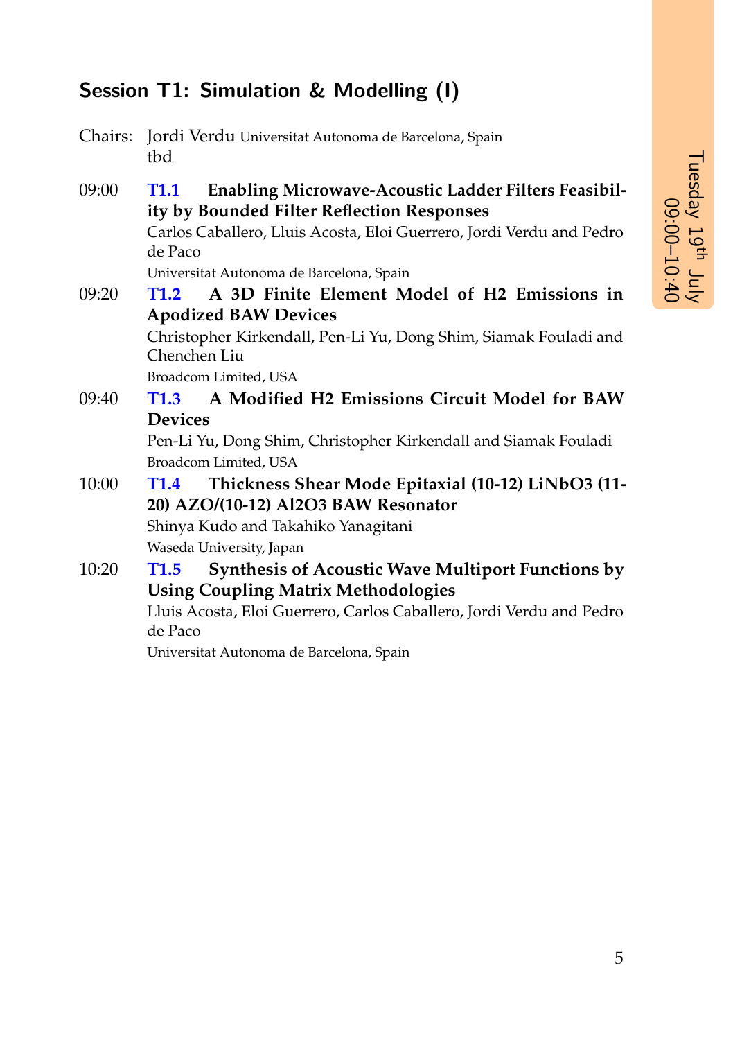## Session T1: Simulation & Modelling (I)

Chairs: Jordi Verdu Universitat Autonoma de Barcelona, Spain
tbd

Tuesday 19th July
09:00–10:40

09:00 **T1.1 Enabling Microwave-Acoustic Ladder Filters Feasibility by Bounded Filter Reflection Responses**
Carlos Caballero, Lluis Acosta, Eloi Guerrero, Jordi Verdu and Pedro de Paco
Universitat Autonoma de Barcelona, Spain

09:20 **T1.2 A 3D Finite Element Model of H2 Emissions in Apodized BAW Devices**
Christopher Kirkendall, Pen-Li Yu, Dong Shim, Siamak Fouladi and Chenchen Liu
Broadcom Limited, USA

09:40 **T1.3 A Modified H2 Emissions Circuit Model for BAW Devices**
Pen-Li Yu, Dong Shim, Christopher Kirkendall and Siamak Fouladi
Broadcom Limited, USA

10:00 **T1.4 Thickness Shear Mode Epitaxial (10-12) LiNbO3 (11-20) AZO/(10-12) Al2O3 BAW Resonator**
Shinya Kudo and Takahiko Yanagitani
Waseda University, Japan

10:20 **T1.5 Synthesis of Acoustic Wave Multiport Functions by Using Coupling Matrix Methodologies**
Lluis Acosta, Eloi Guerrero, Carlos Caballero, Jordi Verdu and Pedro de Paco
Universitat Autonoma de Barcelona, Spain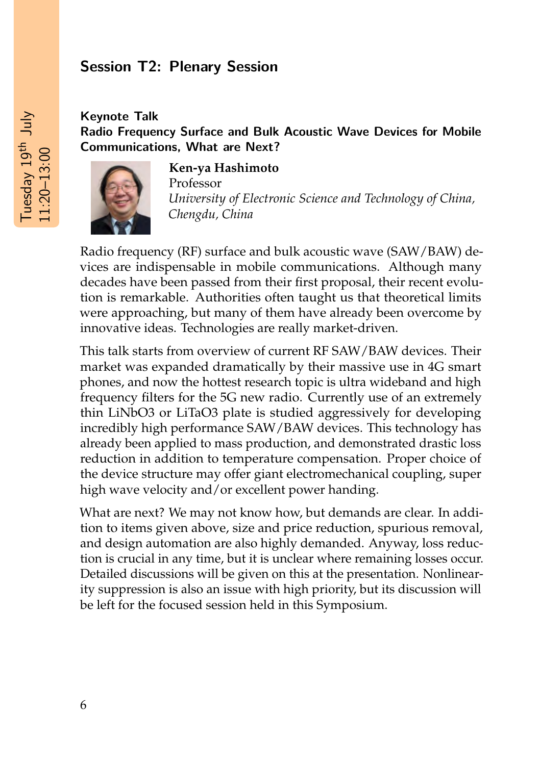## Session T2: Plenary Session

Tuesday 19th July
11:20–13:00

### Keynote Talk
### Radio Frequency Surface and Bulk Acoustic Wave Devices for Mobile Communications, What are Next?

**Ken-ya Hashimoto**
Professor
*University of Electronic Science and Technology of China, Chengdu, China*

Radio frequency (RF) surface and bulk acoustic wave (SAW/BAW) devices are indispensable in mobile communications. Although many decades have been passed from their first proposal, their recent evolution is remarkable. Authorities often taught us that theoretical limits were approaching, but many of them have already been overcome by innovative ideas. Technologies are really market-driven.

This talk starts from overview of current RF SAW/BAW devices. Their market was expanded dramatically by their massive use in 4G smart phones, and now the hottest research topic is ultra wideband and high frequency filters for the 5G new radio. Currently use of an extremely thin $LiNbO_3$ or $LiTaO_3$ plate is studied aggressively for developing incredibly high performance SAW/BAW devices. This technology has already been applied to mass production, and demonstrated drastic loss reduction in addition to temperature compensation. Proper choice of the device structure may offer giant electromechanical coupling, super high wave velocity and/or excellent power handing.

What are next? We may not know how, but demands are clear. In addition to items given above, size and price reduction, spurious removal, and design automation are also highly demanded. Anyway, loss reduction is crucial in any time, but it is unclear where remaining losses occur. Detailed discussions will be given on this at the presentation. Nonlinearity suppression is also an issue with high priority, but its discussion will be left for the focused session held in this Symposium.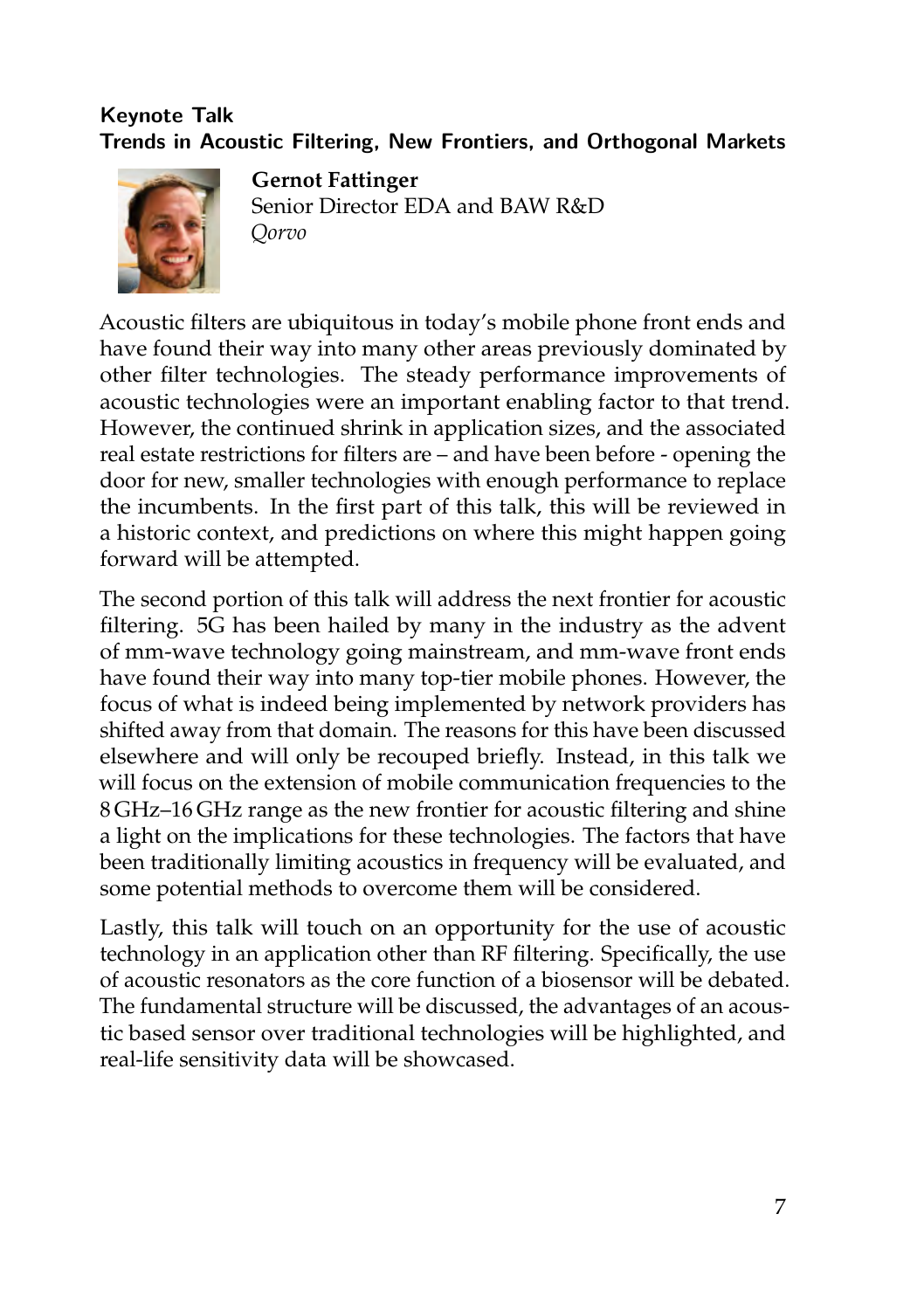## Keynote Talk
## Trends in Acoustic Filtering, New Frontiers, and Orthogonal Markets

**Gernot Fattinger**
Senior Director EDA and BAW R&D
*Qorvo*

Acoustic filters are ubiquitous in today's mobile phone front ends and have found their way into many other areas previously dominated by other filter technologies. The steady performance improvements of acoustic technologies were an important enabling factor to that trend. However, the continued shrink in application sizes, and the associated real estate restrictions for filters are – and have been before - opening the door for new, smaller technologies with enough performance to replace the incumbents. In the first part of this talk, this will be reviewed in a historic context, and predictions on where this might happen going forward will be attempted.

The second portion of this talk will address the next frontier for acoustic filtering. 5G has been hailed by many in the industry as the advent of mm-wave technology going mainstream, and mm-wave front ends have found their way into many top-tier mobile phones. However, the focus of what is indeed being implemented by network providers has shifted away from that domain. The reasons for this have been discussed elsewhere and will only be recouped briefly. Instead, in this talk we will focus on the extension of mobile communication frequencies to the 8 GHz–16 GHz range as the new frontier for acoustic filtering and shine a light on the implications for these technologies. The factors that have been traditionally limiting acoustics in frequency will be evaluated, and some potential methods to overcome them will be considered.

Lastly, this talk will touch on an opportunity for the use of acoustic technology in an application other than RF filtering. Specifically, the use of acoustic resonators as the core function of a biosensor will be debated. The fundamental structure will be discussed, the advantages of an acoustic based sensor over traditional technologies will be highlighted, and real-life sensitivity data will be showcased.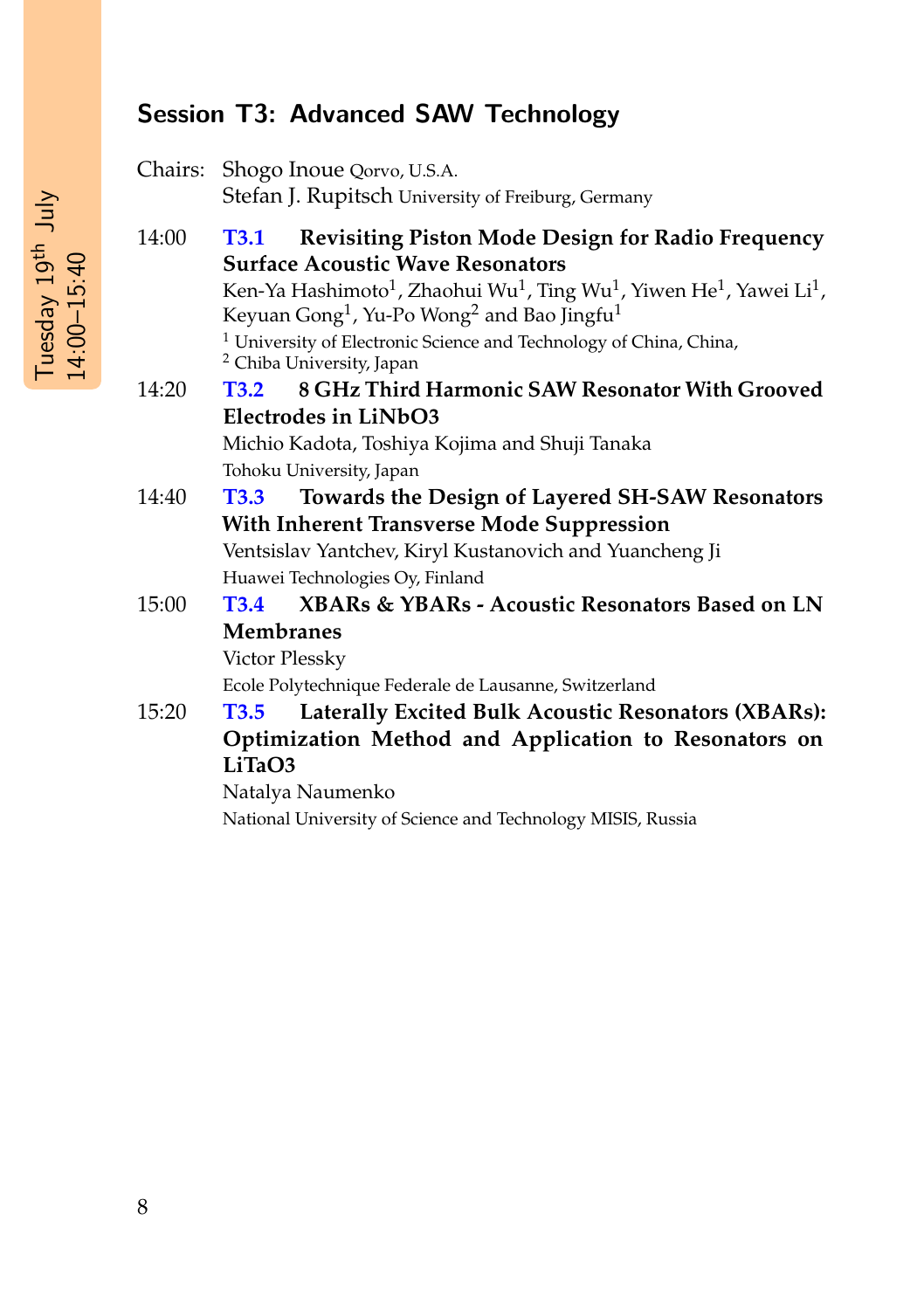## Session T3: Advanced SAW Technology

Tuesday 19th July 14:00–15:40

Chairs: Shogo Inoue Qorvo, U.S.A.
Stefan J. Rupitsch University of Freiburg, Germany

14:00 **T3.1 Revisiting Piston Mode Design for Radio Frequency Surface Acoustic Wave Resonators**
Ken-Ya Hashimoto[1], Zhaohui Wu[1], Ting Wu[1], Yiwen He[1], Yawei Li[1], Keyuan Gong[1], Yu-Po Wong[2] and Bao Jingfu[1]
[1] University of Electronic Science and Technology of China, China,
[2] Chiba University, Japan

14:20 **T3.2 8 GHz Third Harmonic SAW Resonator With Grooved Electrodes in LiNbO3**
Michio Kadota, Toshiya Kojima and Shuji Tanaka
Tohoku University, Japan

14:40 **T3.3 Towards the Design of Layered SH-SAW Resonators With Inherent Transverse Mode Suppression**
Ventsislav Yantchev, Kiryl Kustanovich and Yuancheng Ji
Huawei Technologies Oy, Finland

15:00 **T3.4 XBARs & YBARs - Acoustic Resonators Based on LN Membranes**
Victor Plessky
Ecole Polytechnique Federale de Lausanne, Switzerland

15:20 **T3.5 Laterally Excited Bulk Acoustic Resonators (XBARs): Optimization Method and Application to Resonators on LiTaO3**
Natalya Naumenko
National University of Science and Technology MISIS, Russia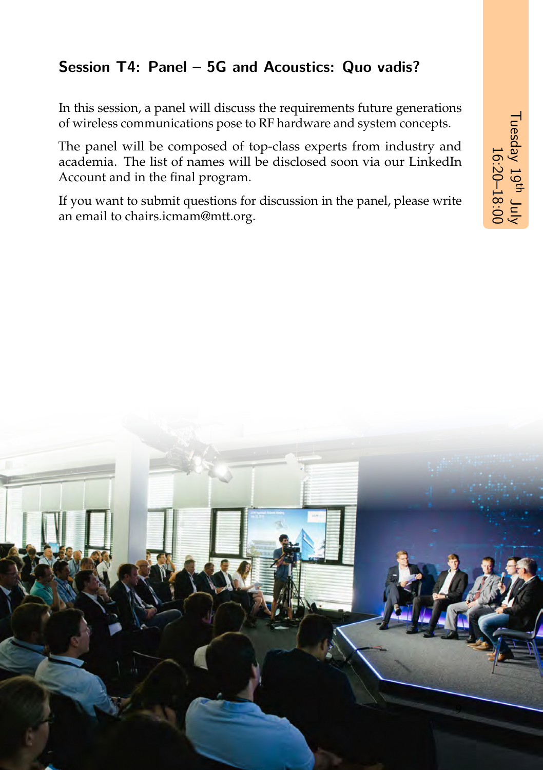### Session T4: Panel – 5G and Acoustics: Quo vadis?

In this session, a panel will discuss the requirements future generations of wireless communications pose to RF hardware and system concepts.

The panel will be composed of top-class experts from industry and academia. The list of names will be disclosed soon via our LinkedIn Account and in the final program.

If you want to submit questions for discussion in the panel, please write an email to chairs.icmam@mtt.org.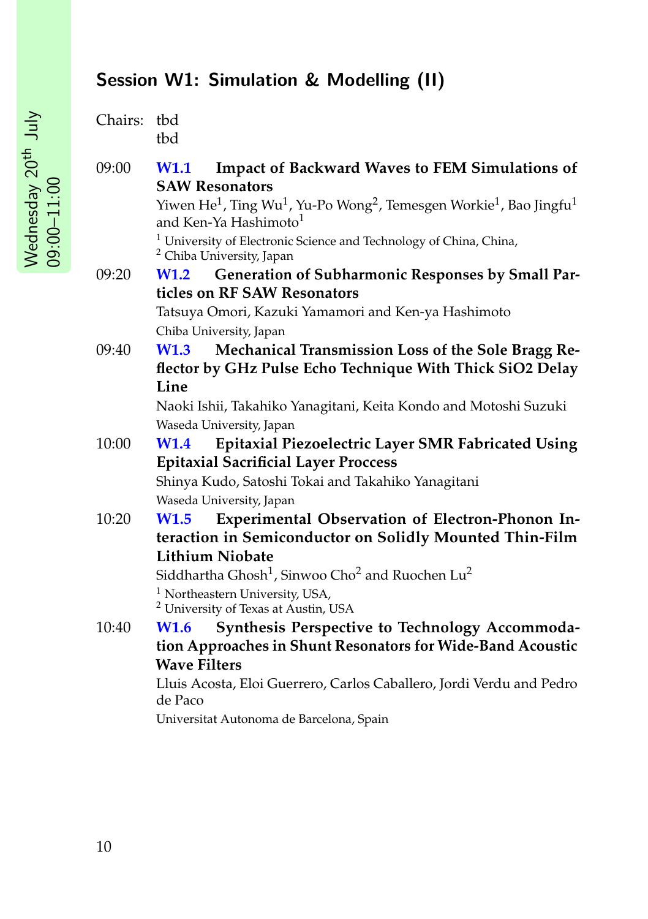Wednesday 20th July
09:00–11:00

## Session W1: Simulation & Modelling (II)

Chairs: tbd
tbd

09:00 **W1.1 Impact of Backward Waves to FEM Simulations of SAW Resonators**
Yiwen He[1], Ting Wu[1], Yu-Po Wong[2], Temesgen Workie[1], Bao Jingfu[1] and Ken-Ya Hashimoto[1]
[1] University of Electronic Science and Technology of China, China,
[2] Chiba University, Japan

09:20 **W1.2 Generation of Subharmonic Responses by Small Particles on RF SAW Resonators**
Tatsuya Omori, Kazuki Yamamori and Ken-ya Hashimoto
Chiba University, Japan

09:40 **W1.3 Mechanical Transmission Loss of the Sole Bragg Reflector by GHz Pulse Echo Technique With Thick SiO2 Delay Line**
Naoki Ishii, Takahiko Yanagitani, Keita Kondo and Motoshi Suzuki
Waseda University, Japan

10:00 **W1.4 Epitaxial Piezoelectric Layer SMR Fabricated Using Epitaxial Sacrificial Layer Proccess**
Shinya Kudo, Satoshi Tokai and Takahiko Yanagitani
Waseda University, Japan

10:20 **W1.5 Experimental Observation of Electron-Phonon Interaction in Semiconductor on Solidly Mounted Thin-Film Lithium Niobate**
Siddhartha Ghosh[1], Sinwoo Cho[2] and Ruochen Lu[2]
[1] Northeastern University, USA,
[2] University of Texas at Austin, USA

10:40 **W1.6 Synthesis Perspective to Technology Accommodation Approaches in Shunt Resonators for Wide-Band Acoustic Wave Filters**
Lluis Acosta, Eloi Guerrero, Carlos Caballero, Jordi Verdu and Pedro de Paco
Universitat Autonoma de Barcelona, Spain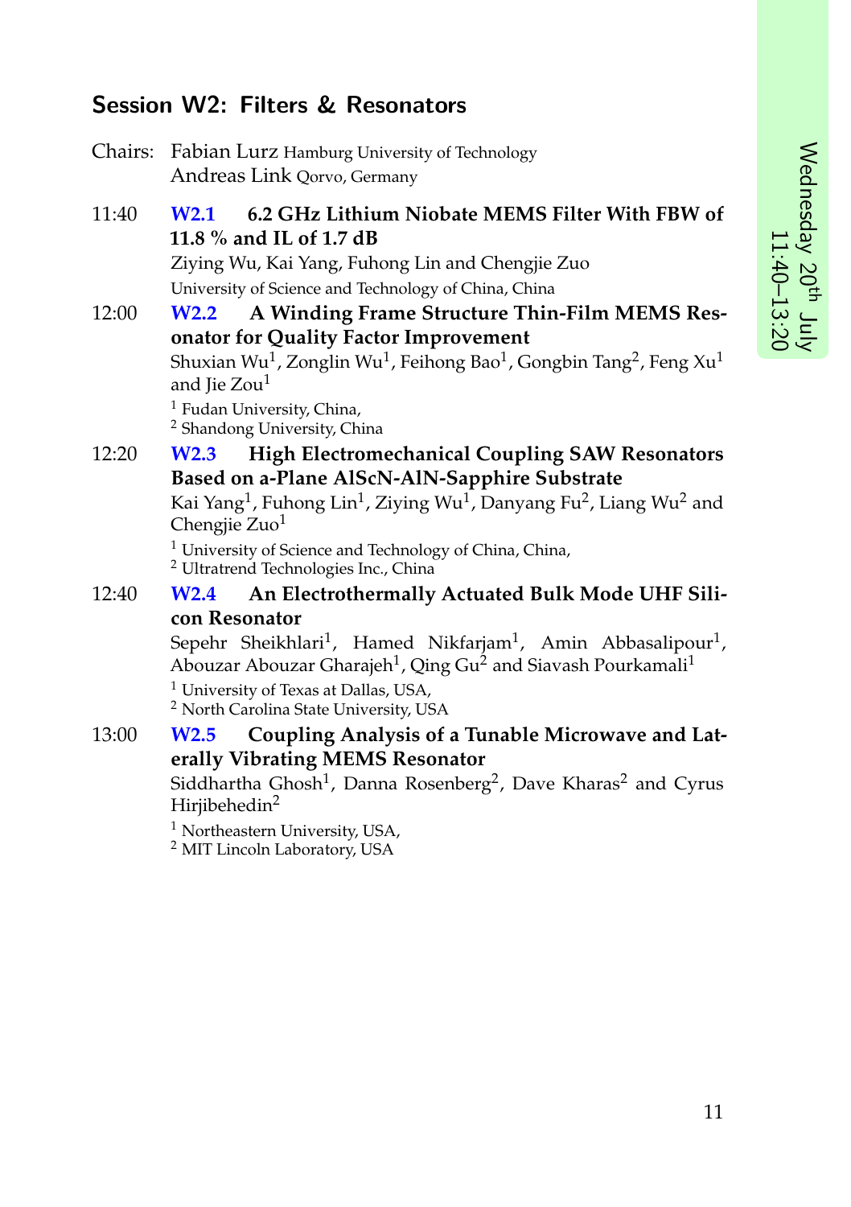## Session W2: Filters & Resonators

Chairs: Fabian Lurz Hamburg University of Technology
Andreas Link Qorvo, Germany

11:40 **W2.1 6.2 GHz Lithium Niobate MEMS Filter With FBW of 11.8 % and IL of 1.7 dB**
Ziying Wu, Kai Yang, Fuhong Lin and Chengjie Zuo
University of Science and Technology of China, China

12:00 **W2.2 A Winding Frame Structure Thin-Film MEMS Resonator for Quality Factor Improvement**
Shuxian Wu[1], Zonglin Wu[1], Feihong Bao[1], Gongbin Tang[2], Feng Xu[1] and Jie Zou[1]
[1] Fudan University, China,
[2] Shandong University, China

12:20 **W2.3 High Electromechanical Coupling SAW Resonators Based on a-Plane AlScN-AlN-Sapphire Substrate**
Kai Yang[1], Fuhong Lin[1], Ziying Wu[1], Danyang Fu[2], Liang Wu[2] and Chengjie Zuo[1]
[1] University of Science and Technology of China, China,
[2] Ultratrend Technologies Inc., China

12:40 **W2.4 An Electrothermally Actuated Bulk Mode UHF Silicon Resonator**
Sepehr Sheikhlari[1], Hamed Nikfarjam[1], Amin Abbasalipour[1], Abouzar Abouzar Gharajeh[1], Qing Gu[2] and Siavash Pourkamali[1]
[1] University of Texas at Dallas, USA,
[2] North Carolina State University, USA

13:00 **W2.5 Coupling Analysis of a Tunable Microwave and Laterally Vibrating MEMS Resonator**
Siddhartha Ghosh[1], Danna Rosenberg[2], Dave Kharas[2] and Cyrus Hirjibehedin[2]
[1] Northeastern University, USA,
[2] MIT Lincoln Laboratory, USA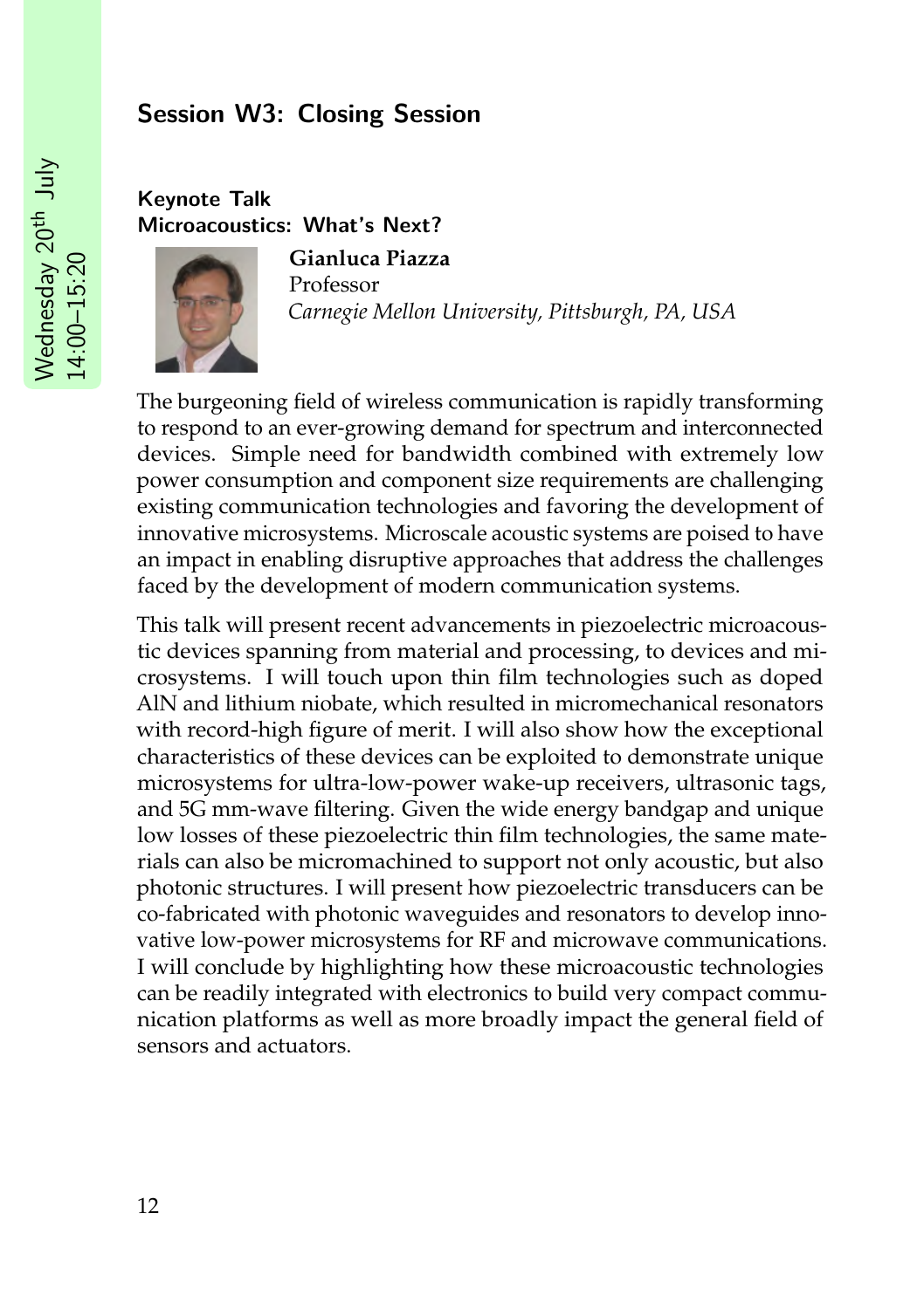## Session W3: Closing Session

Wednesday 20th July 14:00–15:20

### Keynote Talk
### Microacoustics: What's Next?

**Gianluca Piazza**
Professor
*Carnegie Mellon University, Pittsburgh, PA, USA*

The burgeoning field of wireless communication is rapidly transforming to respond to an ever-growing demand for spectrum and interconnected devices. Simple need for bandwidth combined with extremely low power consumption and component size requirements are challenging existing communication technologies and favoring the development of innovative microsystems. Microscale acoustic systems are poised to have an impact in enabling disruptive approaches that address the challenges faced by the development of modern communication systems.

This talk will present recent advancements in piezoelectric microacoustic devices spanning from material and processing, to devices and microsystems. I will touch upon thin film technologies such as doped AlN and lithium niobate, which resulted in micromechanical resonators with record-high figure of merit. I will also show how the exceptional characteristics of these devices can be exploited to demonstrate unique microsystems for ultra-low-power wake-up receivers, ultrasonic tags, and 5G mm-wave filtering. Given the wide energy bandgap and unique low losses of these piezoelectric thin film technologies, the same materials can also be micromachined to support not only acoustic, but also photonic structures. I will present how piezoelectric transducers can be co-fabricated with photonic waveguides and resonators to develop innovative low-power microsystems for RF and microwave communications. I will conclude by highlighting how these microacoustic technologies can be readily integrated with electronics to build very compact communication platforms as well as more broadly impact the general field of sensors and actuators.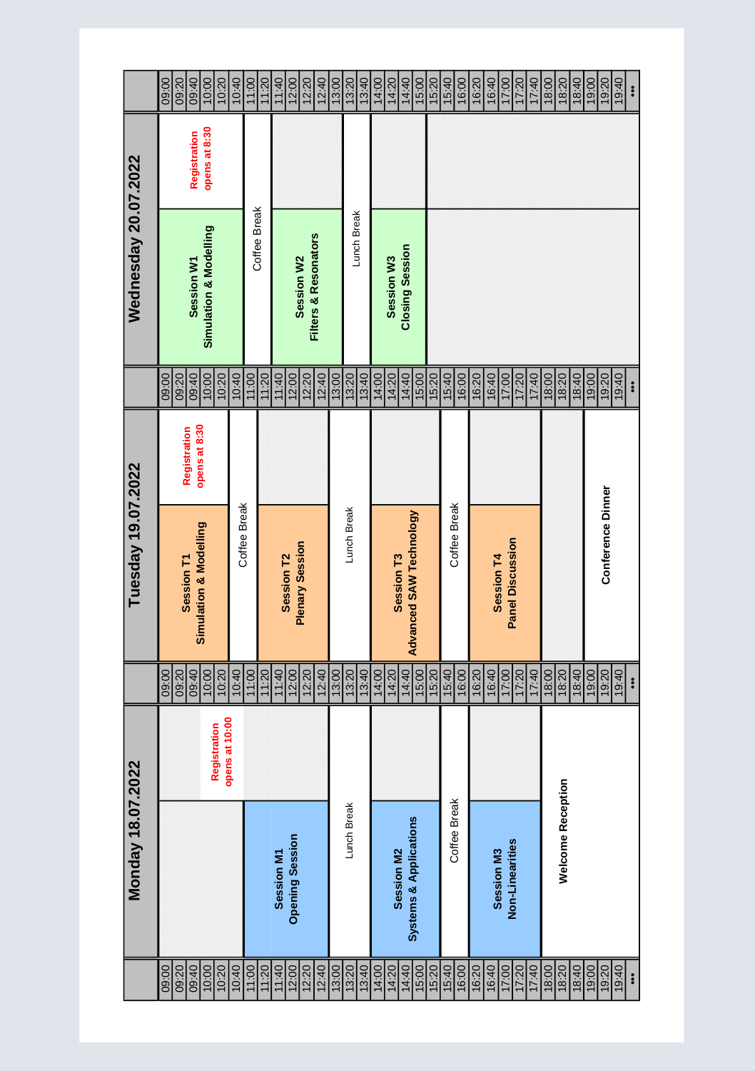## Monday 18.07.2022

| Time | Programme |
| --- | --- |
| 09:00 – 11:00 | Registration opens at 10:00 |
| 11:00 – 13:00 | **Session M1** **Opening Session** |
| 13:00 – 14:00 | Lunch Break |
| 14:00 – 15:40 | **Session M2** **Systems & Applications** |
| 15:40 – 16:20 | Coffee Break |
| 16:20 – 18:00 | **Session M3** **Non-Linearities** |
| 18:00 – ... | **Welcome Reception** |

## Tuesday 19.07.2022

| Time | Programme |
| --- | --- |
| 09:00 – 10:40 | Registration opens at 8:30 / **Session T1** **Simulation & Modelling** |
| 10:40 – 11:20 | Coffee Break |
| 11:20 – 13:00 | **Session T2** **Plenary Session** |
| 13:00 – 14:00 | Lunch Break |
| 14:00 – 15:40 | **Session T3** **Advanced SAW Technology** |
| 15:40 – 16:20 | Coffee Break |
| 16:20 – 18:00 | **Session T4** **Panel Discussion** |
| 19:00 – ... | **Conference Dinner** |

## Wednesday 20.07.2022

| Time | Programme |
| --- | --- |
| 09:00 – 11:00 | Registration opens at 8:30 / **Session W1** **Simulation & Modelling** |
| 11:00 – 11:40 | Coffee Break |
| 11:40 – 13:20 | **Session W2** **Filters & Resonators** |
| 13:20 – 14:00 | Lunch Break |
| 14:00 – 15:20 | **Session W3** **Closing Session** |